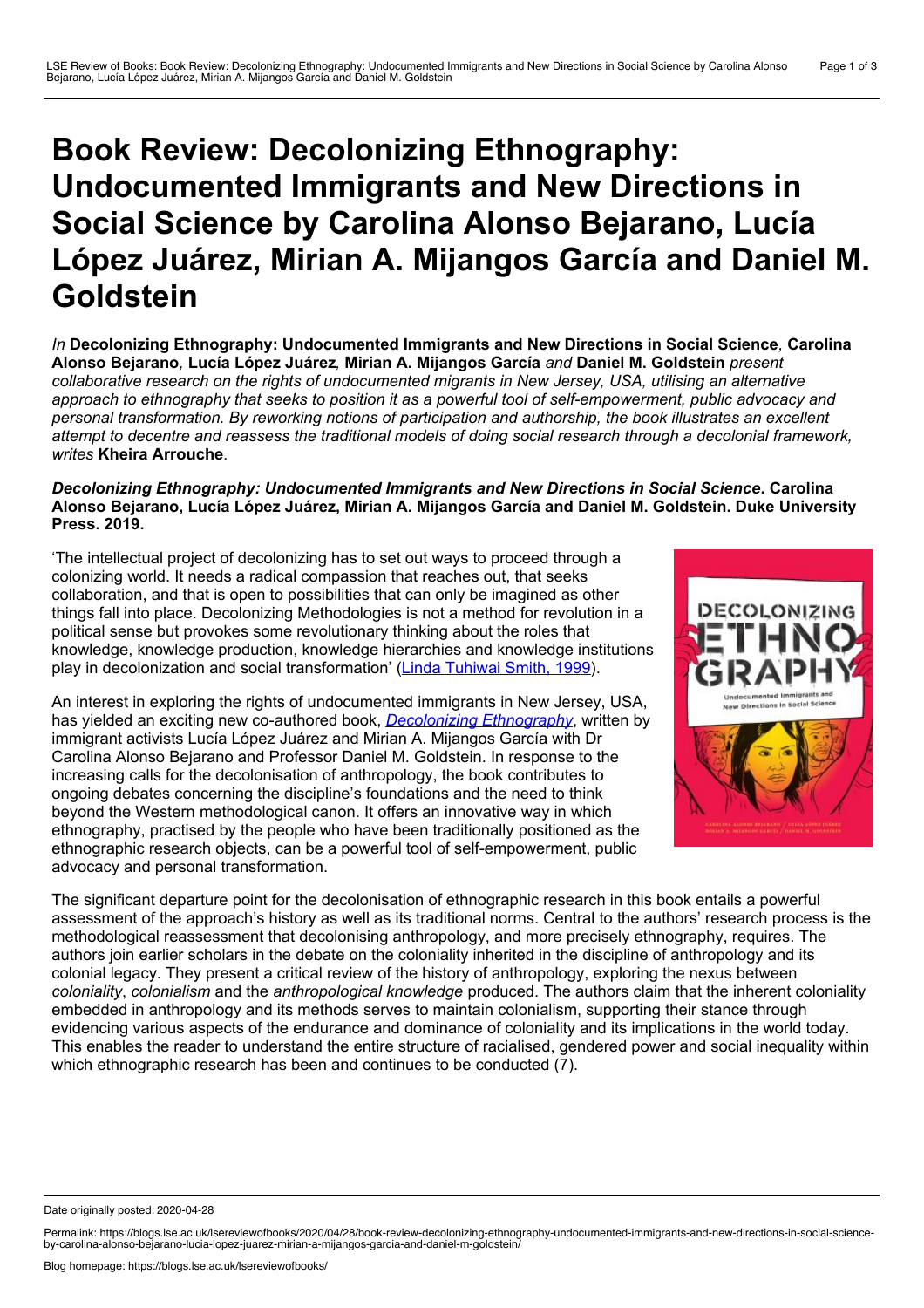# Book Review: Decolonizing Ethnography: Undocumented Immigrants and New Directions in Social Science by Carolina Alonso Bejarano, Lucía López Juárez, Mirian A. Mijangos García and Daniel M. Goldstein

*In* **Decolonizing Ethnography: Undocumented Immigrants and New Directions in Social Science***,* **Carolina Alonso Bejarano***,* **Lucía López Juárez***,* **Mirian A. Mijangos García** *and* **Daniel M. Goldstein** *present collaborative research on the rights of undocumented migrants in New Jersey, USA, utilising an alternative approach to ethnography that seeks to position it as a powerful tool of self-empowerment, public advocacy and personal transformation. By reworking notions of participation and authorship, the book illustrates an excellent attempt to decentre and reassess the traditional models of doing social research through a decolonial framework, writes* **Kheira Arrouche***.*

***Decolonizing Ethnography: Undocumented Immigrants and New Directions in Social Science*. Carolina Alonso Bejarano, Lucía López Juárez, Mirian A. Mijangos García and Daniel M. Goldstein. Duke University Press. 2019.**

'The intellectual project of decolonizing has to set out ways to proceed through a colonizing world. It needs a radical compassion that reaches out, that seeks collaboration, and that is open to possibilities that can only be imagined as other things fall into place. Decolonizing Methodologies is not a method for revolution in a political sense but provokes some revolutionary thinking about the roles that knowledge, knowledge production, knowledge hierarchies and knowledge institutions play in decolonization and social transformation' (Linda Tuhiwai Smith, 1999).

An interest in exploring the rights of undocumented immigrants in New Jersey, USA, has yielded an exciting new co-authored book, *Decolonizing Ethnography*, written by immigrant activists Lucía López Juárez and Mirian A. Mijangos García with Dr Carolina Alonso Bejarano and Professor Daniel M. Goldstein. In response to the increasing calls for the decolonisation of anthropology, the book contributes to ongoing debates concerning the discipline's foundations and the need to think beyond the Western methodological canon. It offers an innovative way in which ethnography, practised by the people who have been traditionally positioned as the ethnographic research objects, can be a powerful tool of self-empowerment, public advocacy and personal transformation.

The significant departure point for the decolonisation of ethnographic research in this book entails a powerful assessment of the approach's history as well as its traditional norms. Central to the authors' research process is the methodological reassessment that decolonising anthropology, and more precisely ethnography, requires. The authors join earlier scholars in the debate on the coloniality inherited in the discipline of anthropology and its colonial legacy. They present a critical review of the history of anthropology, exploring the nexus between *coloniality*, *colonialism* and the *anthropological knowledge* produced. The authors claim that the inherent coloniality embedded in anthropology and its methods serves to maintain colonialism, supporting their stance through evidencing various aspects of the endurance and dominance of coloniality and its implications in the world today. This enables the reader to understand the entire structure of racialised, gendered power and social inequality within which ethnographic research has been and continues to be conducted (7).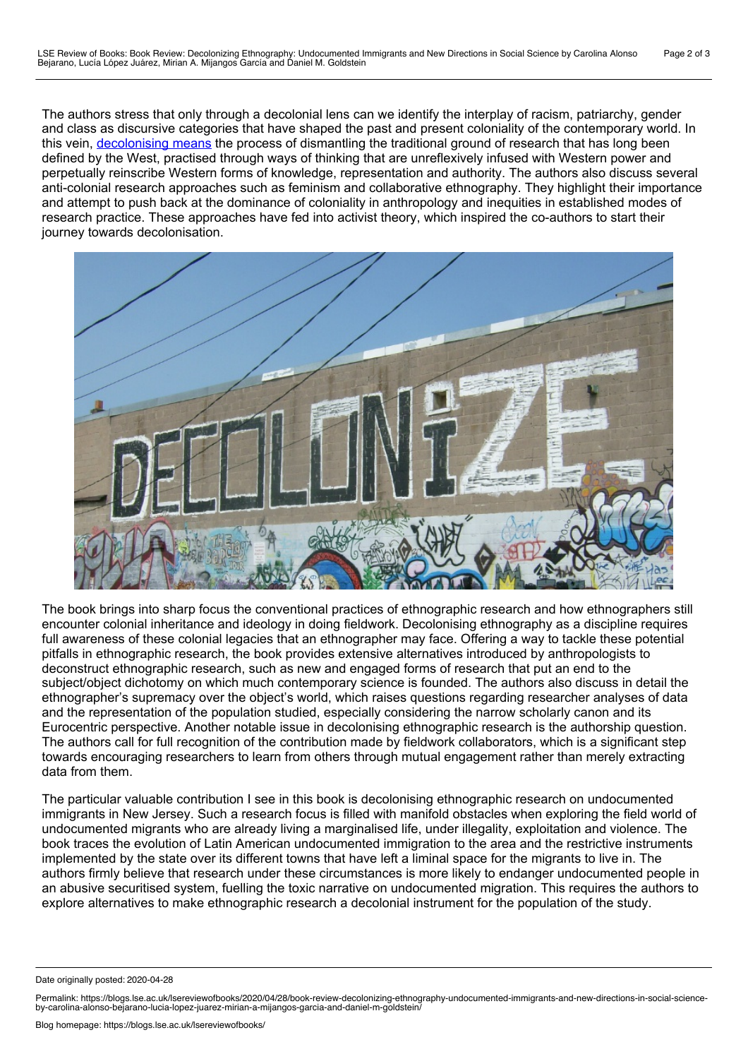The authors stress that only through a decolonial lens can we identify the interplay of racism, patriarchy, gender and class as discursive categories that have shaped the past and present coloniality of the contemporary world. In this vein, [decolonising means](#) the process of dismantling the traditional ground of research that has long been defined by the West, practised through ways of thinking that are unreflexively infused with Western power and perpetually reinscribe Western forms of knowledge, representation and authority. The authors also discuss several anti-colonial research approaches such as feminism and collaborative ethnography. They highlight their importance and attempt to push back at the dominance of coloniality in anthropology and inequities in established modes of research practice. These approaches have fed into activist theory, which inspired the co-authors to start their journey towards decolonisation.

The book brings into sharp focus the conventional practices of ethnographic research and how ethnographers still encounter colonial inheritance and ideology in doing fieldwork. Decolonising ethnography as a discipline requires full awareness of these colonial legacies that an ethnographer may face. Offering a way to tackle these potential pitfalls in ethnographic research, the book provides extensive alternatives introduced by anthropologists to deconstruct ethnographic research, such as new and engaged forms of research that put an end to the subject/object dichotomy on which much contemporary science is founded. The authors also discuss in detail the ethnographer's supremacy over the object's world, which raises questions regarding researcher analyses of data and the representation of the population studied, especially considering the narrow scholarly canon and its Eurocentric perspective. Another notable issue in decolonising ethnographic research is the authorship question. The authors call for full recognition of the contribution made by fieldwork collaborators, which is a significant step towards encouraging researchers to learn from others through mutual engagement rather than merely extracting data from them.

The particular valuable contribution I see in this book is decolonising ethnographic research on undocumented immigrants in New Jersey. Such a research focus is filled with manifold obstacles when exploring the field world of undocumented migrants who are already living a marginalised life, under illegality, exploitation and violence. The book traces the evolution of Latin American undocumented immigration to the area and the restrictive instruments implemented by the state over its different towns that have left a liminal space for the migrants to live in. The authors firmly believe that research under these circumstances is more likely to endanger undocumented people in an abusive securitised system, fuelling the toxic narrative on undocumented migration. This requires the authors to explore alternatives to make ethnographic research a decolonial instrument for the population of the study.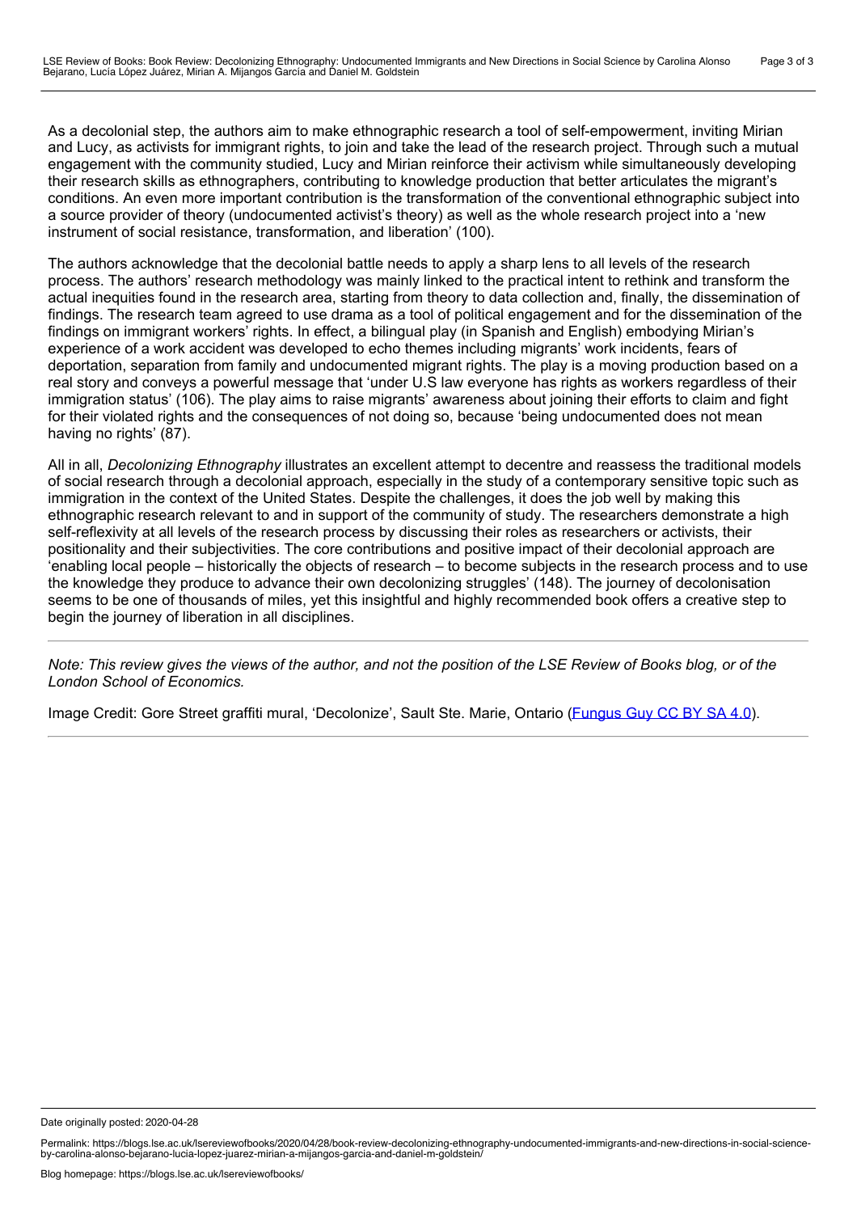As a decolonial step, the authors aim to make ethnographic research a tool of self-empowerment, inviting Mirian and Lucy, as activists for immigrant rights, to join and take the lead of the research project. Through such a mutual engagement with the community studied, Lucy and Mirian reinforce their activism while simultaneously developing their research skills as ethnographers, contributing to knowledge production that better articulates the migrant's conditions. An even more important contribution is the transformation of the conventional ethnographic subject into a source provider of theory (undocumented activist's theory) as well as the whole research project into a 'new instrument of social resistance, transformation, and liberation' (100).

The authors acknowledge that the decolonial battle needs to apply a sharp lens to all levels of the research process. The authors' research methodology was mainly linked to the practical intent to rethink and transform the actual inequities found in the research area, starting from theory to data collection and, finally, the dissemination of findings. The research team agreed to use drama as a tool of political engagement and for the dissemination of the findings on immigrant workers' rights. In effect, a bilingual play (in Spanish and English) embodying Mirian's experience of a work accident was developed to echo themes including migrants' work incidents, fears of deportation, separation from family and undocumented migrant rights. The play is a moving production based on a real story and conveys a powerful message that 'under U.S law everyone has rights as workers regardless of their immigration status' (106). The play aims to raise migrants' awareness about joining their efforts to claim and fight for their violated rights and the consequences of not doing so, because 'being undocumented does not mean having no rights' (87).

All in all, *Decolonizing Ethnography* illustrates an excellent attempt to decentre and reassess the traditional models of social research through a decolonial approach, especially in the study of a contemporary sensitive topic such as immigration in the context of the United States. Despite the challenges, it does the job well by making this ethnographic research relevant to and in support of the community of study. The researchers demonstrate a high self-reflexivity at all levels of the research process by discussing their roles as researchers or activists, their positionality and their subjectivities. The core contributions and positive impact of their decolonial approach are 'enabling local people – historically the objects of research – to become subjects in the research process and to use the knowledge they produce to advance their own decolonizing struggles' (148). The journey of decolonisation seems to be one of thousands of miles, yet this insightful and highly recommended book offers a creative step to begin the journey of liberation in all disciplines.

---

*Note: This review gives the views of the author, and not the position of the LSE Review of Books blog, or of the London School of Economics.*

Image Credit: Gore Street graffiti mural, 'Decolonize', Sault Ste. Marie, Ontario (Fungus Guy CC BY SA 4.0).

---

Date originally posted: 2020-04-28

Permalink: https://blogs.lse.ac.uk/lsereviewofbooks/2020/04/28/book-review-decolonizing-ethnography-undocumented-immigrants-and-new-directions-in-social-science-by-carolina-alonso-bejarano-lucia-lopez-juarez-mirian-a-mijangos-garcia-and-daniel-m-goldstein/

Blog homepage: https://blogs.lse.ac.uk/lsereviewofbooks/